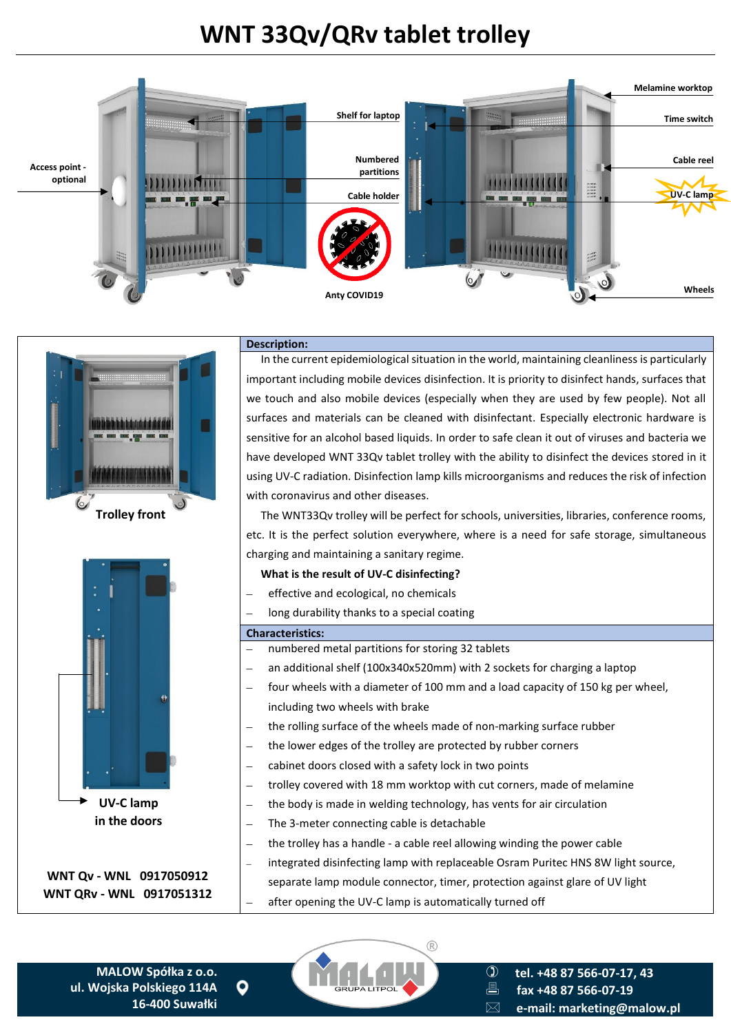# WNT 33Qv/QRv tablet trolley

Access point - optional

Shelf for laptop

Numbered partitions

Cable holder

Anty COVID19

Melamine worktop

Time switch

Cable reel

UV-C lamp

Wheels

Trolley front

UV-C lamp in the doors

**WNT Qv - WNL 0917050912**
**WNT QRv - WNL 0917051312**

## Description:

In the current epidemiological situation in the world, maintaining cleanliness is particularly important including mobile devices disinfection. It is priority to disinfect hands, surfaces that we touch and also mobile devices (especially when they are used by few people). Not all surfaces and materials can be cleaned with disinfectant. Especially electronic hardware is sensitive for an alcohol based liquids. In order to safe clean it out of viruses and bacteria we have developed WNT 33Qv tablet trolley with the ability to disinfect the devices stored in it using UV-C radiation. Disinfection lamp kills microorganisms and reduces the risk of infection with coronavirus and other diseases.

The WNT33Qv trolley will be perfect for schools, universities, libraries, conference rooms, etc. It is the perfect solution everywhere, where is a need for safe storage, simultaneous charging and maintaining a sanitary regime.

**What is the result of UV-C disinfecting?**

- effective and ecological, no chemicals
- long durability thanks to a special coating

## Characteristics:

- numbered metal partitions for storing 32 tablets
- an additional shelf (100x340x520mm) with 2 sockets for charging a laptop
- four wheels with a diameter of 100 mm and a load capacity of 150 kg per wheel, including two wheels with brake
- the rolling surface of the wheels made of non-marking surface rubber
- the lower edges of the trolley are protected by rubber corners
- cabinet doors closed with a safety lock in two points
- trolley covered with 18 mm worktop with cut corners, made of melamine
- the body is made in welding technology, has vents for air circulation
- The 3-meter connecting cable is detachable
- the trolley has a handle - a cable reel allowing winding the power cable
- integrated disinfecting lamp with replaceable Osram Puritec HNS 8W light source, separate lamp module connector, timer, protection against glare of UV light
- after opening the UV-C lamp is automatically turned off

**MALOW Spółka z o.o.**
**ul. Wojska Polskiego 114A**
**16-400 Suwałki**

MALOW GRUPA LITPOL

**tel. +48 87 566-07-17, 43**
**fax +48 87 566-07-19**
**e-mail: marketing@malow.pl**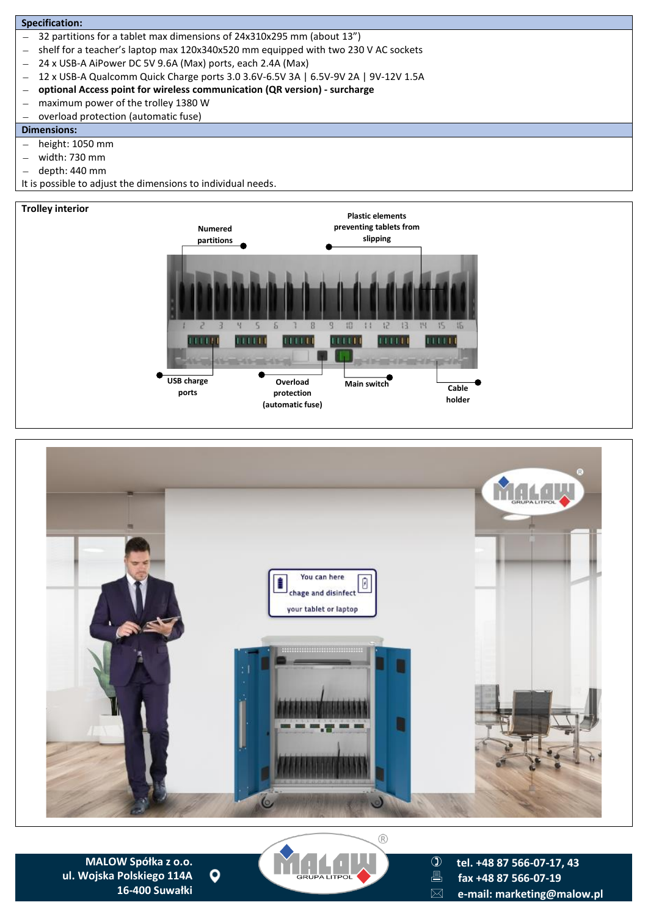**Specification:**

- 32 partitions for a tablet max dimensions of 24x310x295 mm (about 13")
- shelf for a teacher's laptop max 120x340x520 mm equipped with two 230 V AC sockets
- 24 x USB-A AiPower DC 5V 9.6A (Max) ports, each 2.4A (Max)
- 12 x USB-A Qualcomm Quick Charge ports 3.0 3.6V-6.5V 3A | 6.5V-9V 2A | 9V-12V 1.5A
- **optional Access point for wireless communication (QR version) - surcharge**
- maximum power of the trolley 1380 W
- overload protection (automatic fuse)

**Dimensions:**

- height: 1050 mm
- width: 730 mm
- depth: 440 mm

It is possible to adjust the dimensions to individual needs.

**Trolley interior**

Numered partitions

Plastic elements preventing tablets from slipping

USB charge ports

Overload protection (automatic fuse)

Main switch

Cable holder

MALOW Spółka z o.o.
ul. Wojska Polskiego 114A
16-400 Suwałki

tel. +48 87 566-07-17, 43
fax +48 87 566-07-19
e-mail: marketing@malow.pl